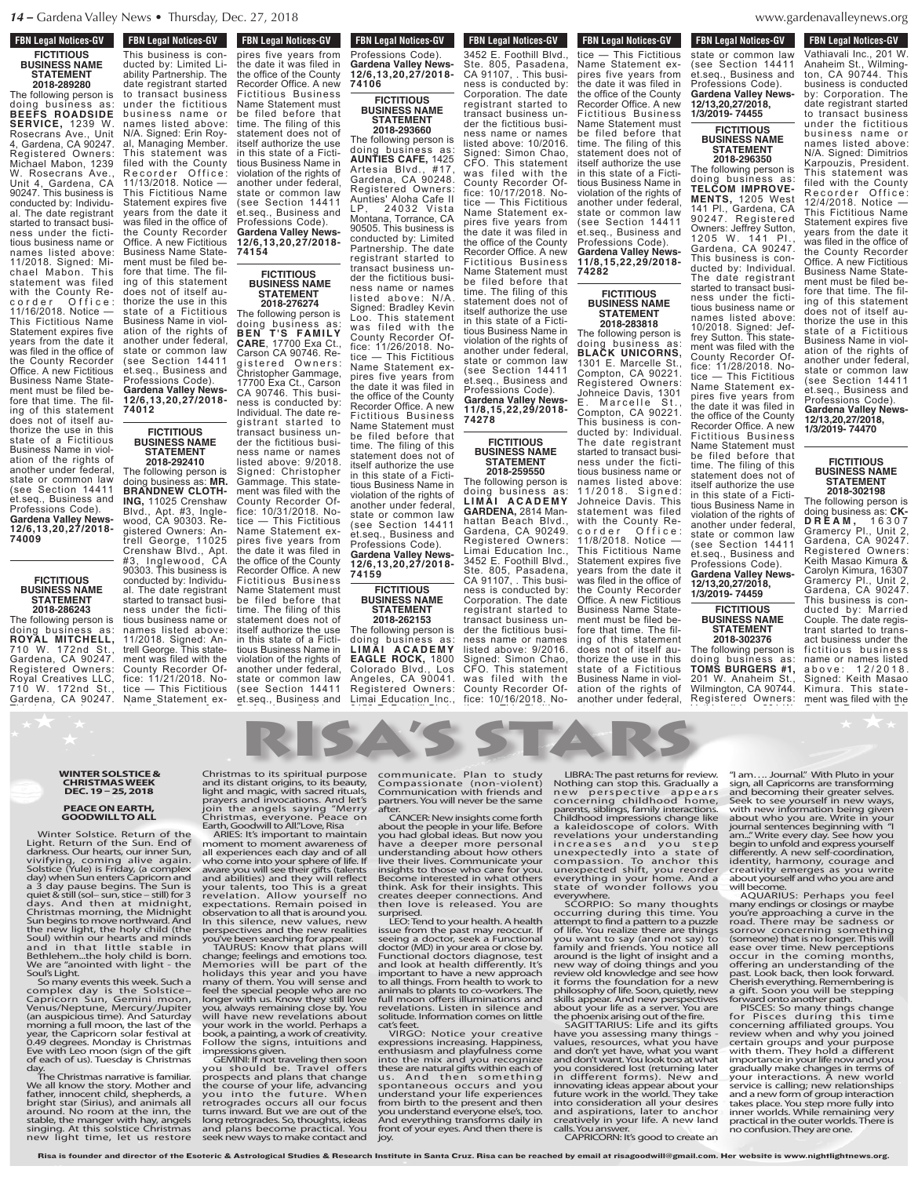## FBN Legal Notices-GV

### FICTITIOUS BUSINESS NAME STATEMENT 2018-289280

The following person is doing business as: **BEEFS ROADSIDE SERVICE,** 1239 W. Rosecrans Ave., Unit 4, Gardena, CA 90247. Registered Owners: Michael Mabon, 1239 W. Rosecrans Ave., Unit 4, Gardena, CA 90247. This business is conducted by: Individual. The date registrant started to transact business under the fictitious business name or names listed above: 11/2018. Signed: Michael Mabon. This statement was filed with the County Recorder Office: 11/16/2018. Notice — This Fictitious Name Statement expires five years from the date it was filed in the office of the County Recorder Office. A new Fictitious Business Name Statement must be filed before that time. The filing of this statement does not of itself authorize the use in this state of a Fictitious Business Name in violation of the rights of another under federal, state or common law (see Section 14411 et.seq., Business and Professions Code). **Gardena Valley News-12/6,13,20,27/2018-74009**

### FICTITIOUS BUSINESS NAME STATEMENT 2018-286243

The following person is doing business as: **ROYAL MITCHELL,** 710 W. 172nd St., Gardena, CA 90247. Registered Owners: Royal Creatives LLC, 710 W. 172nd St., Gardena, CA 90247. This business is conducted by: Limited Liability Partnership. The date registrant started to transact business under the fictitious business name or names listed above: N/A. Signed: Erin Royal, Managing Member. This statement was filed with the County Recorder Office: 11/13/2018. Notice — This Fictitious Name Statement expires five years from the date it was filed in the office of the County Recorder Office. A new Fictitious Business Name Statement must be filed before that time. The filing of this statement does not of itself authorize the use in this state of a Fictitious Business Name in violation of the rights of another under federal, state or common law (see Section 14411 et.seq., Business and Professions Code). **Gardena Valley News-12/6,13,20,27/2018-74012**

### FICTITIOUS BUSINESS NAME STATEMENT 2018-292410

The following person is doing business as: **MR. BRANDNEW CLOTHING,** 11025 Crenshaw Blvd., Apt. #3, Inglewood, CA 90303. Registered Owners: Antrell George, 11025 Crenshaw Blvd., Apt. #3, Inglewood, CA 90303. This business is conducted by: Individual. The date registrant started to transact business under the fictitious business name or names listed above: 11/2018. Signed: Antrell George. This statement was filed with the County Recorder Office: 11/21/2018. Notice — This Fictitious Name Statement expires five years from the date it was filed in the office of the County Recorder Office. A new Fictitious Business Name Statement must be filed before that time. The filing of this statement does not of itself authorize the use in this state of a Fictitious Business Name in violation of the rights of another under federal, state or common law (see Section 14411 et.seq., Business and Professions Code). **Gardena Valley News-12/6,13,20,27/2018-74154**

### FICTITIOUS BUSINESS NAME STATEMENT 2018-276274

The following person is doing business as: **BEN T'S FAMILY CARE,** 17700 Exa Ct., Carson CA 90746. Registered Owners: Christopher Gammage, 17700 Exa Ct., Carson CA 90746. This business is conducted by: Individual. The date registrant started to transact business under the fictitious business name or names listed above: 9/2018. Signed: Christopher Gammage. This statement was filed with the County Recorder Office: 10/31/2018. Notice — This Fictitious Name Statement expires five years from the date it was filed in the office of the County Recorder Office. A new Fictitious Business Name Statement must be filed before that time. The filing of this statement does not of itself authorize the use in this state of a Fictitious Business Name in violation of the rights of another under federal, state or common law (see Section 14411 et.seq., Business and Professions Code). **Gardena Valley News-12/6,13,20,27/2018-74106**

### FICTITIOUS BUSINESS NAME STATEMENT 2018-293660

The following person is doing business as: **AUNTIES CAFE,** 1425 Artesia Blvd., #17, Gardena, CA 90248. Registered Owners: Aunties' Aloha Cafe II LP, 24032 Vista Montana, Torrance, CA 90505. This business is conducted by: Limited Partnership. The date registrant started to transact business under the fictitious business name or names listed above: N/A. Signed: Bradley Kevin Loo. This statement was filed with the County Recorder Office: 11/26/2018. Notice — This Fictitious Name Statement expires five years from the date it was filed in the office of the County Recorder Office. A new Fictitious Business Name Statement must be filed before that time. The filing of this statement does not of itself authorize the use in this state of a Fictitious Business Name in violation of the rights of another under federal, state or common law (see Section 14411 et.seq., Business and Professions Code). **Gardena Valley News-12/6,13,20,27/2018-74159**

### FICTITIOUS BUSINESS NAME STATEMENT 2018-262153

The following person is doing business as: **LIMAI ACADEMY EAGLE ROCK,** 1800 Colorado Blvd., Los Angeles, CA 90041. Registered Owners: Limai Education Inc., 3452 E. Foothill Blvd., Ste. 805, Pasadena, CA 91107, . This business is conducted by: Corporation. The date registrant started to transact business under the fictitious business name or names listed above: 10/2016. Signed: Simon Chao, CFO. This statement was filed with the County Recorder Office: 10/17/2018. Notice — This Fictitious Name Statement expires five years from the date it was filed in the office of the County Recorder Office. A new Fictitious Business Name Statement must be filed before that time. The filing of this statement does not of itself authorize the use in this state of a Fictitious Business Name in violation of the rights of another under federal, state or common law (see Section 14411 et.seq., Business and Professions Code). **Gardena Valley News-11/8,15,22,29/2018-74278**

### FICTITIOUS BUSINESS NAME STATEMENT 2018-259550

The following person is doing business as: **LIMAI ACADEMY GARDENA,** 2814 Manhattan Beach Blvd., Gardena, CA 90249. Registered Owners: Limai Education Inc., 3452 E. Foothill Blvd., Ste. 805, Pasadena, CA 91107, . This business is conducted by: Corporation. The date registrant started to transact business under the fictitious business name or names listed above: 9/2016. Signed: Simon Chao, CFO. This statement was filed with the County Recorder Office: 10/16/2018. Notice — This Fictitious Name Statement expires five years from the date it was filed in the office of the County Recorder Office. A new Fictitious Business Name Statement must be filed before that time. The filing of this statement does not of itself authorize the use in this state of a Fictitious Business Name in violation of the rights of another under federal, state or common law (see Section 14411 et.seq., Business and Professions Code). **Gardena Valley News-11/8,15,22,29/2018-74282**

### FICTITIOUS BUSINESS NAME STATEMENT 2018-283818

The following person is doing business as: **BLACK UNICORNS,** 1301 E. Marcelle St., Compton, CA 90221. Registered Owners: Johneice Davis, 1301 E. Marcelle St., Compton, CA 90221. This business is conducted by: Individual. The date registrant started to transact business under the fictitious business name or names listed above: 11/2018. Signed: Johneice Davis. This statement was filed with the County Recorder Office: 11/8/2018. Notice — This Fictitious Name Statement expires five years from the date it was filed in the office of the County Recorder Office. A new Fictitious Business Name Statement must be filed before that time. The filing of this statement does not of itself authorize the use in this state of a Fictitious Business Name in violation of the rights of another under federal, state or common law (see Section 14411 et.seq., Business and Professions Code). **Gardena Valley News-12/13,20,27/2018, 1/3/2019- 74455**

### FICTITIOUS BUSINESS NAME STATEMENT 2018-296350

The following person is doing business as: **TELCOM IMPROVEMENTS,** 1205 West 141 Pl., Gardena, CA 90247. Registered Owners: Jeffrey Sutton, 1205 W. 141 Pl., Gardena, CA 90247. This business is conducted by: Individual. The date registrant started to transact business under the fictitious business name or names listed above: 10/2018. Signed: Jeffrey Sutton. This statement was filed with the County Recorder Office: 11/28/2018. Notice — This Fictitious Name Statement expires five years from the date it was filed in the office of the County Recorder Office. A new Fictitious Business Name Statement must be filed before that time. The filing of this statement does not of itself authorize the use in this state of a Fictitious Business Name in violation of the rights of another under federal, state or common law (see Section 14411 et.seq., Business and Professions Code). **Gardena Valley News-12/13,20,27/2018, 1/3/2019- 74459**

### FICTITIOUS BUSINESS NAME STATEMENT 2018-302376

The following person is doing business as: **TOMS BURGERS #1,** 201 W. Anaheim St., Wilmington, CA 90744. Registered Owners: Vathiavali Inc., 201 W. Anaheim St., Wilmington, CA 90744. This business is conducted by: Corporation. The date registrant started to transact business under the fictitious business name or names listed above: N/A. Signed: Dimitrios Karpouzis, President. This statement was filed with the County Recorder Office: 12/4/2018. Notice — This Fictitious Name Statement expires five years from the date it was filed in the office of the County Recorder Office. A new Fictitious Business Name Statement must be filed before that time. The filing of this statement does not of itself authorize the use in this state of a Fictitious Business Name in violation of the rights of another under federal, state or common law (see Section 14411 et.seq., Business and Professions Code). **Gardena Valley News-12/13,20,27/2018, 1/3/2019- 74470**

### FICTITIOUS BUSINESS NAME STATEMENT 2018-302198

The following person is doing business as: **CK-DREAM,** 16307 Gramercy Pl., Unit 2, Gardena, CA 90247. Registered Owners: Keith Masao Kimura & Carolyn Kimura, 16307 Gramercy Pl., Unit 2, Gardena, CA 90247. This business is conducted by: Married Couple. The date registrant started to transact business under the fictitious business name or names listed above: 12/2018. Signed: Keith Masao Kimura. This statement was filed with the

---

# RISA'S STARS

### WINTER SOLSTICE & CHRISTMAS WEEK DEC. 19 – 25, 2018

### PEACE ON EARTH, GOODWILL TO ALL

Winter Solstice. Return of the Light. Return of the Sun. End of darkness. Our hearts, our inner Sun, vivifying, coming alive again. Solstice (Yule) is Friday, (a complex day) when Sun enters Capricorn and a 3 day pause begins. The Sun is quiet & still (sol– sun, stice – still) for 3 days. And then at midnight, Christmas morning, the Midnight Sun begins to move northward. And the new light, the holy child (the Soul) within our hearts and minds and in that little stable in Bethlehem...the holy child is born. We are "anointed with light - the Soul's Light.

So many events this week. Such a complex day is the Solstice– Capricorn Sun, Gemini moon, Venus/Neptune, Mercury/Jupiter (an auspicious time). And Saturday morning a full moon, the last of the year, the Capricorn solar festival at 0.49 degrees. Monday is Christmas Eve with Leo moon (sign of the gift of each of us). Tuesday is Christmas day.

The Christmas narrative is familiar. We all know the story. Mother and father, innocent child, shepherds, a bright star (Sirius), and animals all around. No room at the inn, the stable, the manger with hay, angels singing. At this solstice Christmas new light time, let us restore Christmas to its spiritual purpose and its distant origins, to its beauty, light and magic, with sacred rituals, prayers and invocations. And let's join the angels saying "Merry Christmas, everyone. Peace on Earth, Goodwill to All."Love, Risa

ARIES: It's important to maintain moment to moment awareness of all experiences each day and of all who come into your sphere of life. If aware you will see their gifts (talents and abilities) and they will reflect your talents, too. This is a great revelation. Allow yourself no expectations. Remain poised in observation to all that is around you. In this silence, new values, new perspectives and the new realities you've been searching for appear.

TAURUS: Know that plans will change; feelings and emotions too. Memories will be part of the holidays this year and you have many of them. You will sense and feel the special people who are no longer with us. Know they still love you, always remaining close by. You will have new revelations about your work in the world. Perhaps a book, a painting, a work of creativity. Follow the signs, intuitions and impressions given.

GEMINI: If not traveling then soon you should be. Travel offers prospects and plans that change the course of your life, advancing you into the future. When retrogrades occurs all our focus turns inward. But we are out of the long retrogrades. So, thoughts, ideas and plans become practical. You seek new ways to make contact and communicate. Plan to study Compassionate (non-violent) Communication with friends and partners. You will never be the same after.

CANCER: New insights come forth about the people in your life. Before you had global ideas. But now you have a deeper more personal understanding about how others live their lives. Communicate your insights to those who care for you. Become interested in what others think. Ask for their insights. This creates deeper connections. And then love is released. You are surprised.

LEO: Tend to your health. A health issue from the past may reoccur. If seeing a doctor, seek a Functional doctor (MD) in your area or close by. Functional doctors diagnose, test and look at health differently. It's important to have a new approach to all things. From health to work to animals to plants to co-workers. The full moon offers illuminations and revelations. Listen in silence and solitude. Information comes on little cat's feet.

VIRGO: Notice your creative expressions increasing. Happiness, enthusiasm and playfulness come into the mix and you recognize these are natural gifts within each of us. And then something spontaneous occurs and you understand your life experiences from birth to the present and then you understand everyone else's, too. And everything transforms daily in front of your eyes. And then there is joy.

LIBRA: The past returns for review. Nothing can stop this. Gradually a new perspective appears concerning childhood home, parents, siblings, family interactions. Childhood impressions change like a kaleidoscope of colors. With revelations your understanding increases and you step unexpectedly into a state of compassion. To anchor this unexpected shift, you reorder everything in your home. And a state of wonder follows you everywhere.

SCORPIO: So many thoughts occurring during this time. You attempt to find a pattern to a puzzle of life. You realize there are things you want to say (and not say) to family and friends. You notice all around is the light of insight and a new way of doing things and you review old knowledge and see how it forms the foundation for a new philosophy of life. Soon, quietly, new skills appear. And new perspectives about your life as a server. You are the phoenix arising out of the fire.

SAGITTARIUS: Life and its gifts have you assessing many things - values, resources, what you have and don't yet have, what you want and don't want. You look too at what you considered lost (returning later in different forms). New and innovating ideas appear about your future work in the world. They take into consideration all your desires and aspirations, later to anchor creatively in your life. A new land calls. You answer.

CAPRICORN: It's good to create an "I am.... Journal." With Pluto in your sign, all Capricorns are transforming and becoming their greater selves. Seek to see yourself in new ways, with new information being given about who you are. Write in your journal sentences beginning with "I am..." Write every day. See how you begin to unfold and express yourself differently. A new self-coordination, identity, harmony, courage and creativity emerges as you write about yourself and who you are and will become.

AQUARIUS: Perhaps you feel many endings or closings or maybe you're approaching a curve in the road. There may be sadness or sorrow concerning something (someone) that is no longer. This will ease over time. New perceptions occur in the coming months, offering an understanding of the past. Look back, then look forward. Cherish everything. Remembering is a gift. Soon you will be stepping forward onto another path.

PISCES: So many things change for Pisces during this time concerning affiliated groups. You review when and why you joined certain groups and your purpose with them. They hold a different importance in your life now and you gradually make changes in terms of your interactions. A new world service is calling; new relationships and a new form of group interaction takes place. You step more fully into inner worlds. While remaining very practical in the outer worlds. There is no confusion. They are one.

*Risa is founder and director of the Esoteric & Astrological Studies & Research Institute in Santa Cruz. Risa can be reached by email at risagoodwill@gmail.com. Her website is www.nightlightnews.org.*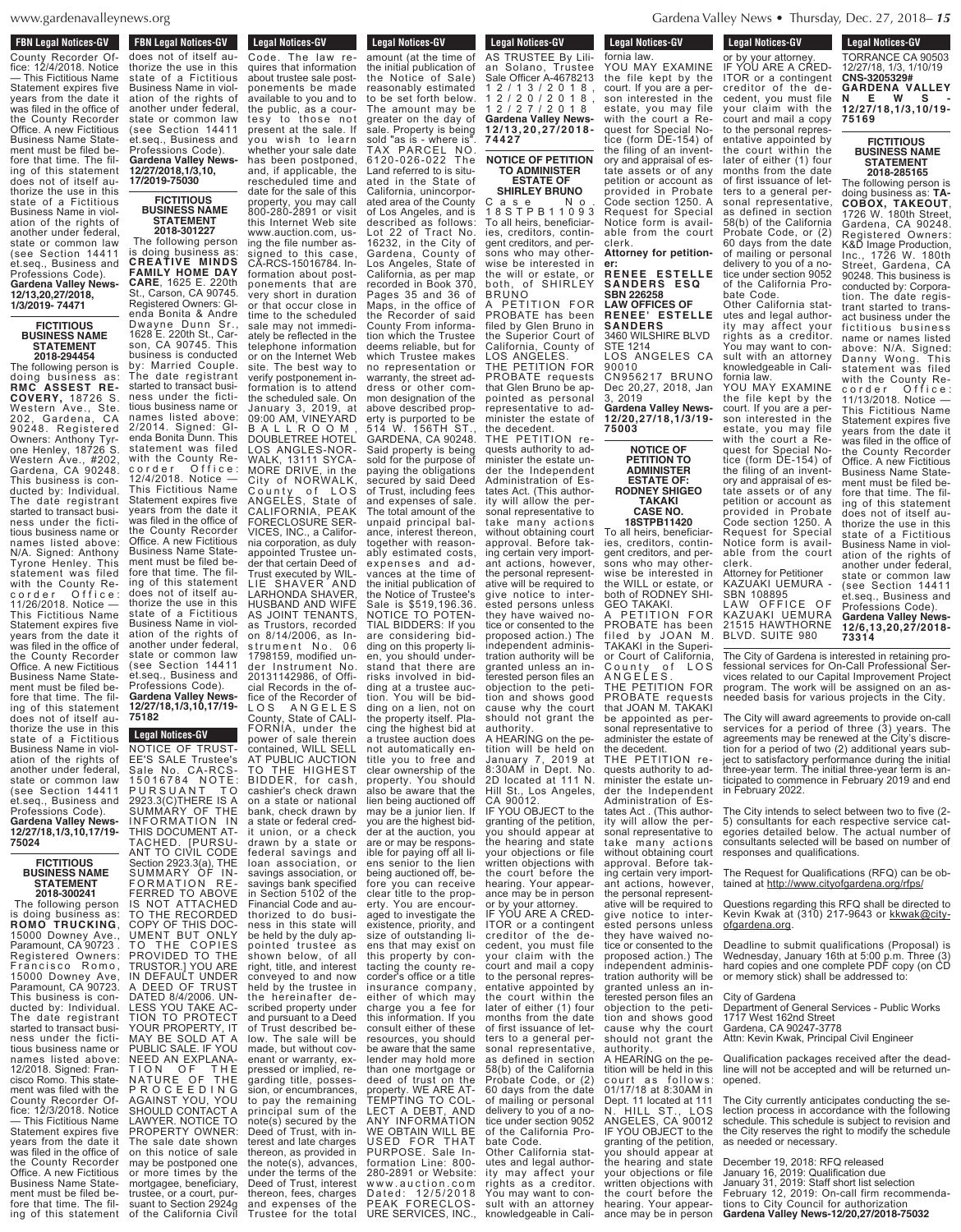County Recorder Office: 12/4/2018. Notice — This Fictitious Name Statement expires five years from the date it was filed in the office of the County Recorder Office. A new Fictitious Business Name Statement must be filed before that time. The filing of this statement does not of itself authorize the use in this state of a Fictitious Business Name in violation of the rights of another under federal, state or common law (see Section 14411 et.seq., Business and Professions Code).
**Gardena Valley News-12/13,20,27/2018, 1/3/2019- 74471**

### FICTITIOUS BUSINESS NAME STATEMENT 2018-294454

The following person is doing business as: **RMC ASSEST RECOVERY,** 18726 S. Western Ave., Ste. 202, Gardena, CA 90248. Registered Owners: Anthony Tyrone Henley, 18726 S. Western Ave., #202, Gardena, CA 90248. This business is conducted by: Individual. The date registrant started to transact business under the fictitious business name or names listed above: N/A. Signed: Anthony Tyrone Henley. This statement was filed with the County Recorder Office: 11/26/2018. Notice — This Fictitious Name Statement expires five years from the date it was filed in the office of the County Recorder Office. A new Fictitious Business Name Statement must be filed before that time. The filing of this statement does not of itself authorize the use in this state of a Fictitious Business Name in violation of the rights of another under federal, state or common law (see Section 14411 et.seq., Business and Professions Code).
**Gardena Valley News-12/27/18,1/3,10,17/19-75024**

### FICTITIOUS BUSINESS NAME STATEMENT 2018-300241

The following person is doing business as: **ROMO TRUCKING**, 15000 Downey Ave., Paramount, CA 90723. Registered Owners: Francisco Romo, 15000 Downey Ave, Paramount, CA 90723. This business is conducted by: Individual. The date registrant started to transact business under the fictitious business name or names listed above: 12/2018. Signed: Francisco Romo. This statement was filed with the County Recorder Office: 12/3/2018. Notice — This Fictitious Name Statement expires five years from the date it was filed in the office of the County Recorder Office. A new Fictitious Business Name Statement must be filed before that time. The filing of this statement does not of itself authorize the use in this state of a Fictitious Business Name in violation of the rights of another under federal, state or common law (see Section 14411 et.seq., Business and Professions Code).
**Gardena Valley News-12/27/2018,1/3,10, 17/2019-75030**

### FICTITIOUS BUSINESS NAME STATEMENT 2018-301227

The following person is doing business as: **CREATIVE MINDS FAMILY HOME DAY CARE**, 1625 E. 220th St., Carson, CA 90745. Registered Owners: Glenda Bonita & Andre Dwayne Dunn Sr., 1628 E. 220th St., Carson, CA 90745. This business is conducted by: Married Couple. The date registrant started to transact business under the fictitious business name or names listed above: 2/2014. Signed: Glenda Bonita Dunn. This statement was filed with the County Recorder Office: 12/4/2018. Notice — This Fictitious Name Statement expires five years from the date it was filed in the office of the County Recorder Office. A new Fictitious Business Name Statement must be filed before that time. The filing of this statement does not of itself authorize the use in this state of a Fictitious Business Name in violation of the rights of another under federal, state or common law (see Section 14411 et.seq., Business and Professions Code).
**Gardena Valley News-12/27/18,1/3,10,17/19-75182**

NOTICE OF TRUSTEE'S SALE Trustee's Sale No. CA-RCS-15016784 NOTE: PURSUANT TO 2923.3(C)THERE IS A SUMMARY OF THE INFORMATION IN THIS DOCUMENT ATTACHED. [PURSUANT TO CIVIL CODE Section 2923.3(a), THE SUMMARY OF INFORMATION REFERRED TO ABOVE IS NOT ATTACHED TO THE RECORDED COPY OF THIS DOCUMENT BUT ONLY TO THE COPIES PROVIDED TO THE TRUSTOR.] YOU ARE IN DEFAULT UNDER A DEED OF TRUST DATED 8/4/2006. UNLESS YOU TAKE ACTION TO PROTECT YOUR PROPERTY, IT MAY BE SOLD AT A PUBLIC SALE. IF YOU NEED AN EXPLANATION OF THE NATURE OF THE PROCEEDING AGAINST YOU, YOU SHOULD CONTACT A LAWYER. NOTICE TO PROPERTY OWNER: The sale date shown on this notice of sale may be postponed one or more times by the mortgagee, beneficiary, trustee, or a court, pursuant to Section 2924g of the California Civil Code. The law requires that information about trustee sale postponements be made available to you and to the public, as a courtesy to those not present at the sale. If you wish to learn whether your sale date has been postponed, and, if applicable, the rescheduled time and date for the sale of this property, you may call 800-280-2891 or visit this Internet Web site www.auction.com, using the file number assigned to this case, CA-RCS-15016784. Information about postponements that are very short in duration or that occur close in time to the scheduled sale may not immediately be reflected in the telephone information or on the Internet Web site. The best way to verify postponement information is to attend the scheduled sale. On January 3, 2019, at 09:00 AM, VINEYARD BALLROOM, DOUBLETREE HOTEL LOS ANGLES-NORWALK, 13111 SYCAMORE DRIVE, in the City of NORWALK, County of LOS ANGELES, State of CALIFORNIA, PEAK FORECLOSURE SERVICES, INC., a California corporation, as duly appointed Trustee under that certain Deed of Trust executed by WILLIE SHAVER AND LARHONDA SHAVER, HUSBAND AND WIFE AS JOINT TENANTS, as Trustors, recorded on 8/14/2006, as Instrument No. 06 1798159, modified under Instrument No 20131142986, of Official Records in the office of the Recorder of LOS ANGELES County, State of CALIFORNIA, under the power of sale therein contained, WILL SELL AT PUBLIC AUCTION TO THE HIGHEST BIDDER, for cash, cashier's check drawn on a state or national bank, check drawn by a state or federal credit union, or a check drawn by a state or federal savings and loan association, or savings association, or savings bank specified in Section 5102 of the Financial Code and authorized to do business in this state will be held by the duly appointed trustee as shown below, of all right, title, and interest conveyed to and now held by the trustee in the hereinafter described property under and pursuant to a Deed of Trust described below. The sale will be made, but without covenant or warranty, expressed or implied, regarding title, possession, or encumbrances, to pay the remaining principal sum of the note(s) secured by the Deed of Trust, with interest and late charges thereon, as provided in the note(s), advances, under the terms of the Deed of Trust, interest thereon, fees, charges and expenses of the Trustee for the total amount (at the time of the initial publication of the Notice of Sale) reasonably estimated to be set forth below. The amount may be greater on the day of sale. Property is being sold "as is - where is". TAX PARCEL NO. 6120-026-022 The Land referred to is situated in the State of California, unincorporated area of the County of Los Angeles, and is described as follows: Lot 22 of Tract No. 16232, in the City of Gardena, County of Los Angeles, State of California, as per map recorded in Book 370, Pages 35 and 36 of Maps, in the office of the Recorder of said County From information which the Trustee deems reliable, but for which Trustee makes no representation or warranty, the street address or other common designation of the above described property is purported to be 514 W. 156TH ST., GARDENA, CA 90248. Said property is being sold for the purpose of paying the obligations secured by said Deed of Trust, including fees and expenses of sale. The total amount of the unpaid principal balance, interest thereon, together with reasonably estimated costs, expenses and advances at the time of the initial publication of the Notice of Trustee's Sale is $519,196.36. NOTICE TO POTENTIAL BIDDERS: If you are considering bidding on this property lien, you should understand that there are risks involved in bidding at a trustee auction. You will be bidding on a lien, not on the property itself. Placing the highest bid at a trustee auction does not automatically entitle you to free and clear ownership of the property. You should also be aware that the lien being auctioned off may be a junior lien. If you are the highest bidder at the auction, you are or may be responsible for paying off all liens senior to the lien being auctioned off, before you can receive clear title to the property. You are encouraged to investigate the existence, priority, and size of outstanding liens that may exist on this property by contacting the county recorder's office or a title insurance company, either of which may charge you a fee for this information. If you consult either of these resources, you should be aware that the same lender may hold more than one mortgage or deed of trust on the property. WE ARE ATTEMPTING TO COLLECT A DEBT, AND ANY INFORMATION WE OBTAIN WILL BE USED FOR THAT PURPOSE. Sale Information Line: 800-280-2891 or Website: www.auction.com Dated: 12/5/2018 PEAK FORECLOSURE SERVICES, INC., AS TRUSTEE By Lilian Solano, Trustee Sale Officer A-4678213 12/13/2018, 12/20/2018, 12/27/2018
**Gardena Valley News-12/13,20,27/2018-74427**

### NOTICE OF PETITION TO ADMINISTER ESTATE OF SHIRLEY BRUNO

Case No. 18STPB11093
To all heirs, beneficiaries, creditors, contingent creditors, and persons who may otherwise be interested in the will or estate, or both, of SHIRLEY BRUNO
A PETITION FOR PROBATE has been filed by Glen Bruno in the Superior Court of California, County of LOS ANGELES.
THE PETITION FOR PROBATE requests that Glen Bruno be appointed as personal representative to administer the estate of the decedent.
THE PETITION requests authority to administer the estate under the Independent Administration of Estates Act. (This authority will allow the personal representative to take many actions without obtaining court approval. Before taking certain very important actions, however, the personal representative will be required to give notice to interested persons unless they have waived notice or consented to the proposed action.) The independent administration authority will be granted unless an interested person files an objection to the petition and shows good cause why the court should not grant the authority.
A HEARING on the petition will be held on January 7, 2019 at 8:30AM in Dept. No. 2D located at 111 N. Hill St., Los Angeles, CA 90012.
IF YOU OBJECT to the granting of the petition, you should appear at the hearing and state your objections or file written objections with the court before the hearing. Your appearance may be in person or by your attorney.
IF YOU ARE A CREDITOR or a contingent creditor of the decedent, you must file your claim with the court and mail a copy to the personal representative appointed by the court within the later of either (1) four months from the date of first issuance of letters to a general personal representative, as defined in section 58(b) of the California Probate Code, or (2) 60 days from the date of mailing or personal delivery to you of a notice under section 9052 of the California Probate Code.
Other California statutes and legal authority may affect your rights as a creditor. You may want to consult with an attorney knowledgeable in California law.
YOU MAY EXAMINE the file kept by the court. If you are a person interested in the estate, you may file with the court a Request for Special Notice (form DE-154) of the filing of an inventory and appraisal of estate assets or of any petition or account as provided in Probate Code section 1250. A Request for Special Notice form is available from the court clerk.
**Attorney for petitioner:**
**RENEE ESTELLE SANDERS ESQ**
**SBN 226258**
**LAW OFFICES OF RENEE' ESTELLE SANDERS**
3460 WILSHIRE BLVD STE 1214
LOS ANGELES CA 90010
CN956217 BRUNO Dec 20,27, 2018, Jan 3, 2019
**Gardena Valley News-12/20,27/18,1/3/19-75003**

### NOTICE OF PETITION TO ADMINISTER ESTATE OF: RODNEY SHIGEO TAKAKI CASE NO. 18STPB11420

To all heirs, beneficiaries, creditors, contingent creditors, and persons who may otherwise be interested in the WILL or estate, or both of RODNEY SHIGEO TAKAKI.
A PETITION FOR PROBATE has been filed by JOAN M. TAKAKI in the Superior Court of California, County of LOS ANGELES.
THE PETITION FOR PROBATE requests that JOAN M. TAKAKI be appointed as personal representative to administer the estate of the decedent.
THE PETITION requests authority to administer the estate under the Independent Administration of Estates Act . (This authority will allow the personal representative to take many actions without obtaining court approval. Before taking certain very important actions, however, the personal representative will be required to give notice to interested persons unless they have waived notice or consented to the proposed action.) The independent administration authority will be granted unless an interested person files an objection to the petition and shows good cause why the court should not grant the authority.
A HEARING on the petition will be held in this court as follows: 01/17/18 at 8:30AM in Dept. 11 located at 111 N. HILL ST., LOS ANGELES, CA 90012
IF YOU OBJECT to the granting of the petition, you should appear at the hearing and state your objections or file written objections with the court before the hearing. Your appearance may be in person or by your attorney.
IF YOU ARE A CREDITOR or a contingent creditor of the decedent, you must file your claim with the court and mail a copy to the personal representative appointed by the court within the later of either (1) four months from the date of first issuance of letters to a general personal representative, as defined in section 58(b) of the California Probate Code, or (2) 60 days from the date of mailing or personal delivery to you of a notice under section 9052 of the California Probate Code.
Other California statutes and legal authority may affect your rights as a creditor. You may want to consult with an attorney knowledgeable in California law.
YOU MAY EXAMINE the file kept by the court. If you are a person interested in the estate, you may file with the court a Request for Special Notice (form DE-154) of the filing of an inventory and appraisal of estate assets or of any petition or account as provided in Probate Code section 1250. A Request for Special Notice form is available from the court clerk.
Attorney for Petitioner
KAZUAKI UEMURA - SBN 108895
LAW OFFICE OF KAZUAKI UEMURA
21515 HAWTHORNE BLVD. SUITE 980
TORRANCE CA 90503
12/27/18, 1/3, 1/10/19
**CNS-3205329#**
**GARDENA VALLEY NEWS - 12/27/18,1/3,10/19-75169**

### FICTITIOUS BUSINESS NAME STATEMENT 2018-285165

The following person is doing business as: **TACOBOX, TAKEOUT**, 1726 W. 180th Street, Gardena, CA 90248. Registered Owners: K&D Image Production, Inc., 1726 W. 180th Street, Gardena, CA 90248. This business is conducted by: Corporation. The date registrant started to transact business under the fictitious business name or names listed above: N/A. Signed: Danny Wong. This statement was filed with the County Recorder Office: 11/13/2018. Notice — This Fictitious Name Statement expires five years from the date it was filed in the office of the County Recorder Office. A new Fictitious Business Name Statement must be filed before that time. The filing of this statement does not of itself authorize the use in this state of a Fictitious Business Name in violation of the rights of another under federal, state or common law (see Section 14411 et.seq., Business and Professions Code).
**Gardena Valley News-12/6,13,20,27/2018-73314**

The City of Gardena is interested in retaining professional services for On-Call Professional Services related to our Capital Improvement Project program. The work will be assigned on an as-needed basis for various projects in the City.

The City will award agreements to provide on-call services for a period of three (3) years. The agreements may be renewed at the City's discretion for a period of two (2) additional years subject to satisfactory performance during the initial three-year term. The initial three-year term is anticipated to commence in February 2019 and end in February 2022.

The City intends to select between two to five (2-5) consultants for each respective service categories detailed below. The actual number of consultants selected will be based on number of responses and qualifications.

The Request for Qualifications (RFQ) can be obtained at http://www.cityofgardena.org/rfps/

Questions regarding this RFQ shall be directed to Kevin Kwak at (310) 217-9643 or kkwak@cityofgardena.org.

Deadline to submit qualifications (Proposal) is Wednesday, January 16th at 5:00 p.m. Three (3) hard copies and one complete PDF copy (on CD or memory stick) shall be addressed to:

City of Gardena
Department of General Services - Public Works
1717 West 162nd Street
Gardena, CA 90247-3778
Attn: Kevin Kwak, Principal Civil Engineer

Qualification packages received after the deadline will not be accepted and will be returned unopened.

The City currently anticipates conducting the selection process in accordance with the following schedule. This schedule is subject to revision and the City reserves the right to modify the schedule as needed or necessary.

December 19, 2018: RFQ released
January 16, 2019: Qualification due
January 31, 2019: Staff short list selection
February 12, 2019: On-call firm recommendations to City Council for authorization
**Gardena Valley News-12/20,27/2018-75032**